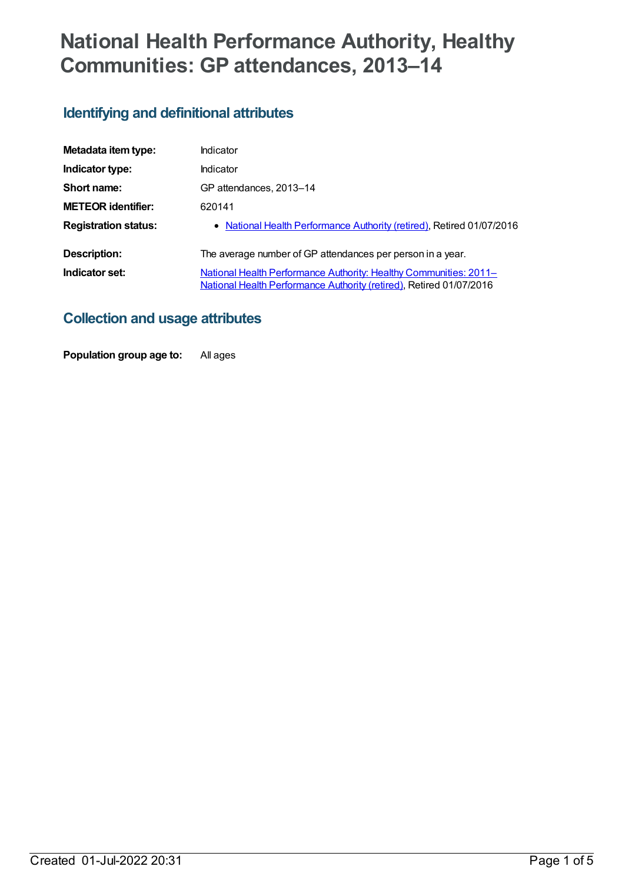# National Health Performance Authority, Healthy Communities: GP attendances, 2013–14

## Identifying and definitional attributes

| | |
|---|---|
| **Metadata item type:** | Indicator |
| **Indicator type:** | Indicator |
| **Short name:** | GP attendances, 2013–14 |
| **METEOR identifier:** | 620141 |
| **Registration status:** | • National Health Performance Authority (retired), Retired 01/07/2016 |
| **Description:** | The average number of GP attendances per person in a year. |
| **Indicator set:** | National Health Performance Authority: Healthy Communities: 2011– National Health Performance Authority (retired), Retired 01/07/2016 |

## Collection and usage attributes

| | |
|---|---|
| **Population group age to:** | All ages |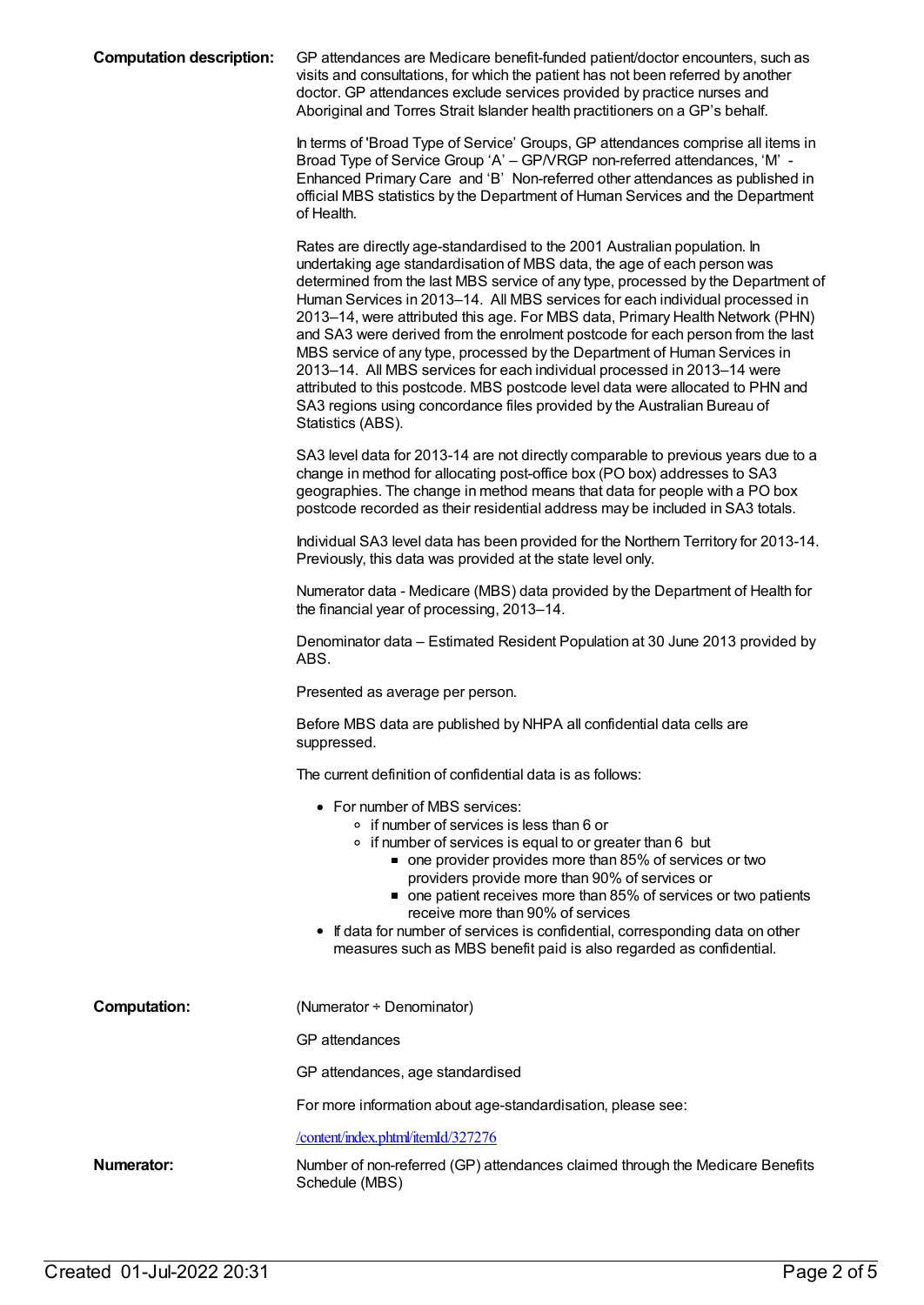**Computation description:** GP attendances are Medicare benefit-funded patient/doctor encounters, such as visits and consultations, for which the patient has not been referred by another doctor. GP attendances exclude services provided by practice nurses and Aboriginal and Torres Strait Islander health practitioners on a GP's behalf.

In terms of 'Broad Type of Service' Groups, GP attendances comprise all items in Broad Type of Service Group 'A' – GP/VRGP non-referred attendances, 'M' - Enhanced Primary Care and 'B' Non-referred other attendances as published in official MBS statistics by the Department of Human Services and the Department of Health.

Rates are directly age-standardised to the 2001 Australian population. In undertaking age standardisation of MBS data, the age of each person was determined from the last MBS service of any type, processed by the Department of Human Services in 2013–14. All MBS services for each individual processed in 2013–14, were attributed this age. For MBS data, Primary Health Network (PHN) and SA3 were derived from the enrolment postcode for each person from the last MBS service of any type, processed by the Department of Human Services in 2013–14. All MBS services for each individual processed in 2013–14 were attributed to this postcode. MBS postcode level data were allocated to PHN and SA3 regions using concordance files provided by the Australian Bureau of Statistics (ABS).

SA3 level data for 2013-14 are not directly comparable to previous years due to a change in method for allocating post-office box (PO box) addresses to SA3 geographies. The change in method means that data for people with a PO box postcode recorded as their residential address may be included in SA3 totals.

Individual SA3 level data has been provided for the Northern Territory for 2013-14. Previously, this data was provided at the state level only.

Numerator data - Medicare (MBS) data provided by the Department of Health for the financial year of processing, 2013–14.

Denominator data – Estimated Resident Population at 30 June 2013 provided by ABS.

Presented as average per person.

Before MBS data are published by NHPA all confidential data cells are suppressed.

The current definition of confidential data is as follows:

- For number of MBS services:
  - if number of services is less than 6 or
  - if number of services is equal to or greater than 6 but
    - one provider provides more than 85% of services or two providers provide more than 90% of services or
    - one patient receives more than 85% of services or two patients receive more than 90% of services
- If data for number of services is confidential, corresponding data on other measures such as MBS benefit paid is also regarded as confidential.

**Computation:** (Numerator ÷ Denominator)

GP attendances

GP attendances, age standardised

For more information about age-standardisation, please see:

/content/index.phtml/itemId/327276

**Numerator:** Number of non-referred (GP) attendances claimed through the Medicare Benefits Schedule (MBS)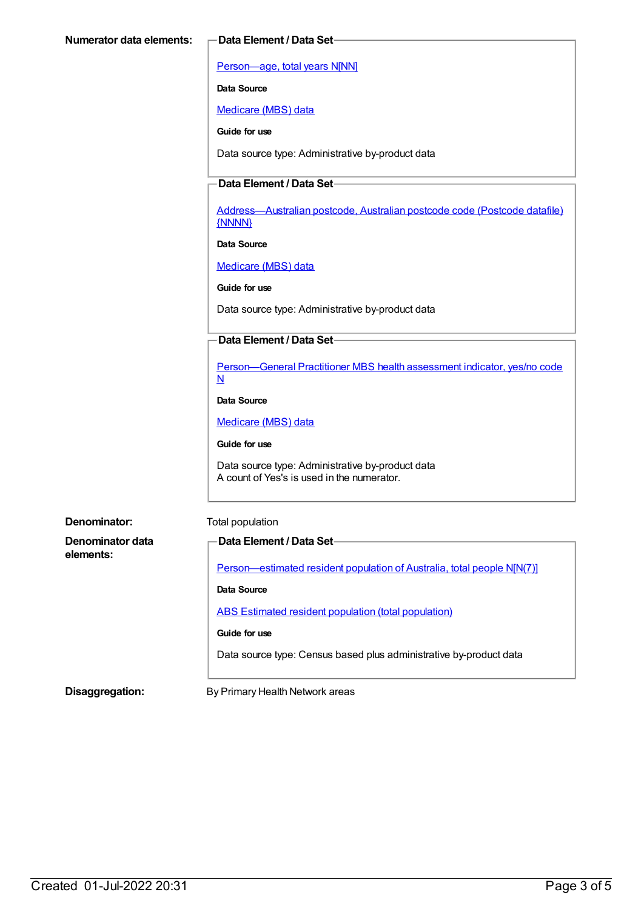**Numerator data elements:**

**Data Element / Data Set**

Person—age, total years N[NN]

**Data Source**

Medicare (MBS) data

**Guide for use**

Data source type: Administrative by-product data

**Data Element / Data Set**

Address—Australian postcode, Australian postcode code (Postcode datafile) {NNNN}

**Data Source**

Medicare (MBS) data

**Guide for use**

Data source type: Administrative by-product data

**Data Element / Data Set**

Person—General Practitioner MBS health assessment indicator, yes/no code N

**Data Source**

Medicare (MBS) data

**Guide for use**

Data source type: Administrative by-product data
A count of Yes's is used in the numerator.

**Denominator:** Total population

**Denominator data elements:**

**Data Element / Data Set**

Person—estimated resident population of Australia, total people N[N(7)]

**Data Source**

ABS Estimated resident population (total population)

**Guide for use**

Data source type: Census based plus administrative by-product data

**Disaggregation:** By Primary Health Network areas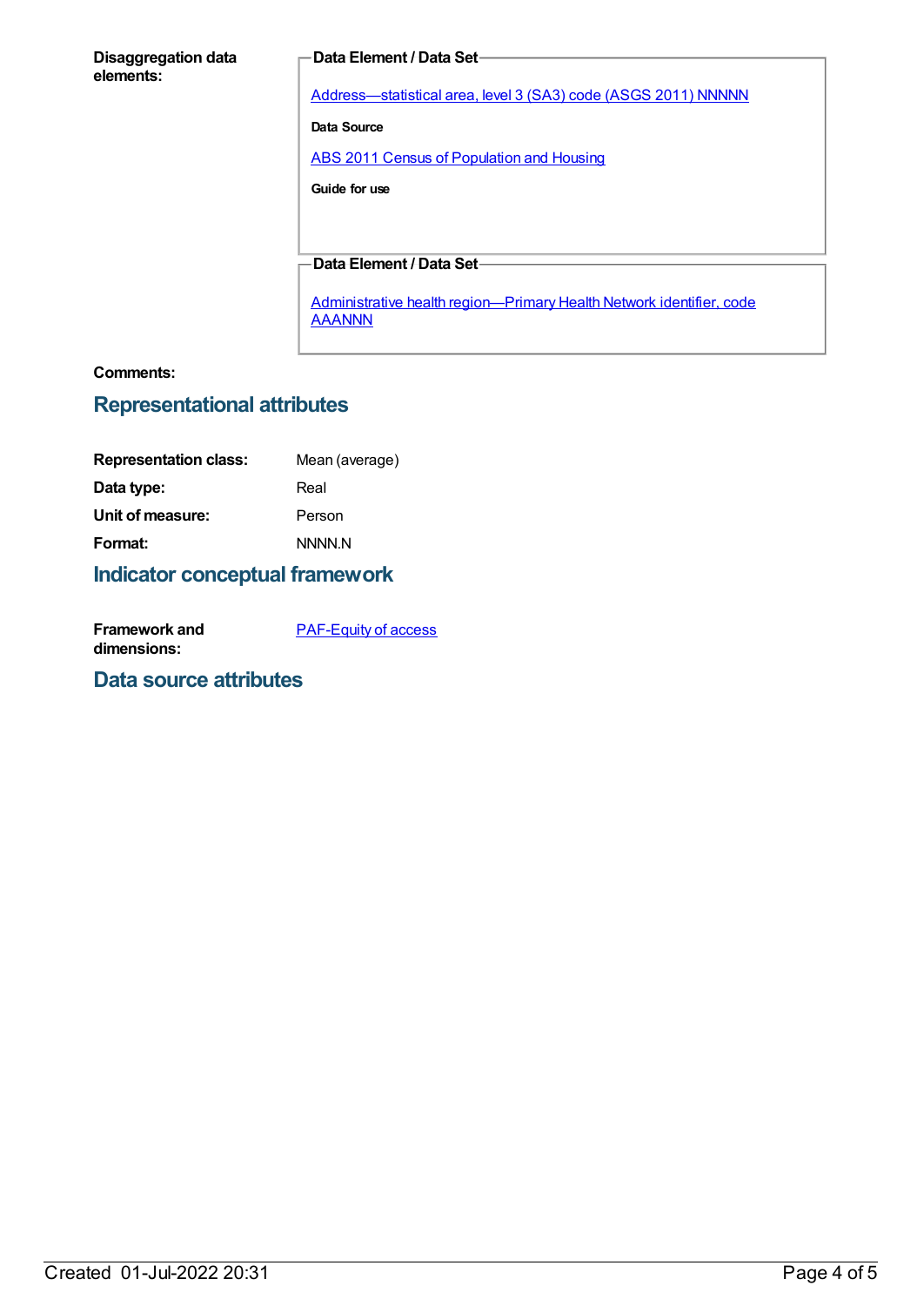**Disaggregation data elements:**

**Data Element / Data Set**

Address—statistical area, level 3 (SA3) code (ASGS 2011) NNNNN

**Data Source**

ABS 2011 Census of Population and Housing

**Guide for use**

**Data Element / Data Set**

Administrative health region—Primary Health Network identifier, code AAANNN

**Comments:**

## Representational attributes

**Representation class:** Mean (average)

**Data type:** Real

**Unit of measure:** Person

**Format:** NNNN.N

## Indicator conceptual framework

**Framework and dimensions:** PAF-Equity of access

## Data source attributes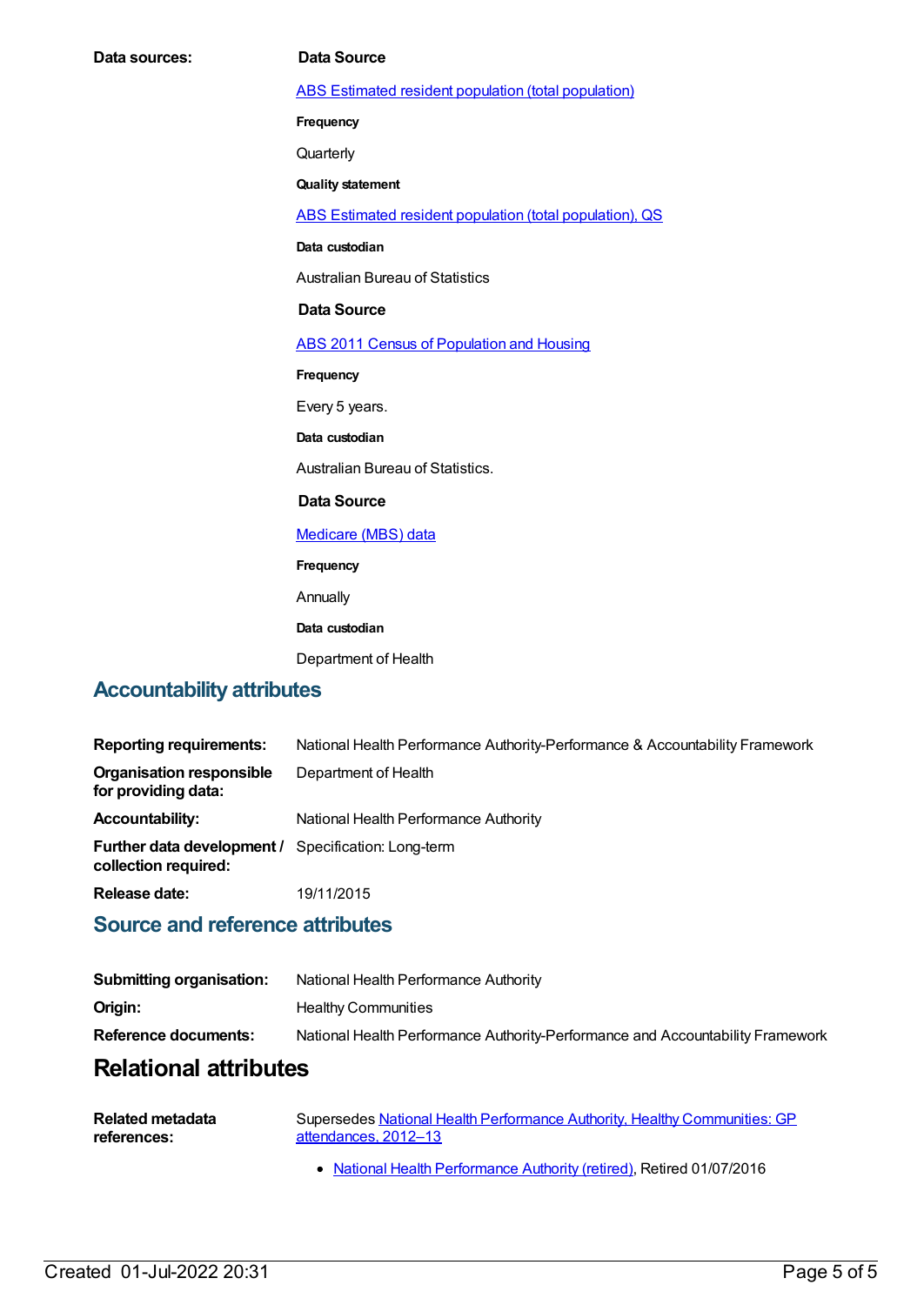**Data sources:**

**Data Source**

ABS Estimated resident population (total population)

**Frequency**

Quarterly

**Quality statement**

ABS Estimated resident population (total population), QS

**Data custodian**

Australian Bureau of Statistics

**Data Source**

ABS 2011 Census of Population and Housing

**Frequency**

Every 5 years.

**Data custodian**

Australian Bureau of Statistics.

**Data Source**

Medicare (MBS) data

**Frequency**

Annually

**Data custodian**

Department of Health

## Accountability attributes

**Reporting requirements:** National Health Performance Authority-Performance & Accountability Framework

**Organisation responsible for providing data:** Department of Health

**Accountability:** National Health Performance Authority

**Further data development / collection required:** Specification: Long-term

**Release date:** 19/11/2015

## Source and reference attributes

**Submitting organisation:** National Health Performance Authority

**Origin:** Healthy Communities

**Reference documents:** National Health Performance Authority-Performance and Accountability Framework

# Relational attributes

**Related metadata references:** Supersedes National Health Performance Authority, Healthy Communities: GP attendances, 2012–13

- National Health Performance Authority (retired), Retired 01/07/2016